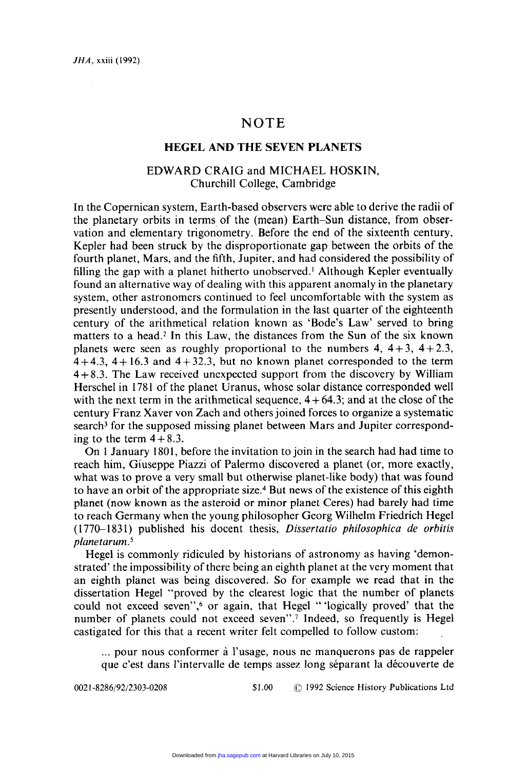# NOTE

## HEGEL AND THE SEVEN PLANETS

### EDWARD CRAIG and MICHAEL HOSKIN, Churchill College, Cambridge

In the Copernican system, Earth-based observers were able to derive the radii of the planetary orbits in terms of the (mean) Earth–Sun distance, from observation and elementary trigonometry. Before the end of the sixteenth century, Kepler had been struck by the disproportionate gap between the orbits of the fourth planet, Mars, and the fifth, Jupiter, and had considered the possibility of filling the gap with a planet hitherto unobserved.[1] Although Kepler eventually found an alternative way of dealing with this apparent anomaly in the planetary system, other astronomers continued to feel uncomfortable with the system as presently understood, and the formulation in the last quarter of the eighteenth century of the arithmetical relation known as 'Bode's Law' served to bring matters to a head.[2] In this Law, the distances from the Sun of the six known planets were seen as roughly proportional to the numbers 4, $4+3$, $4+2.3$, $4+4.3$, $4+16.3$ and $4+32.3$, but no known planet corresponded to the term $4+8.3$. The Law received unexpected support from the discovery by William Herschel in 1781 of the planet Uranus, whose solar distance corresponded well with the next term in the arithmetical sequence, $4+64.3$; and at the close of the century Franz Xaver von Zach and others joined forces to organize a systematic search[3] for the supposed missing planet between Mars and Jupiter corresponding to the term $4+8.3$.

On 1 January 1801, before the invitation to join in the search had had time to reach him, Giuseppe Piazzi of Palermo discovered a planet (or, more exactly, what was to prove a very small but otherwise planet-like body) that was found to have an orbit of the appropriate size.[4] But news of the existence of this eighth planet (now known as the asteroid or minor planet Ceres) had barely had time to reach Germany when the young philosopher Georg Wilhelm Friedrich Hegel (1770–1831) published his docent thesis, *Dissertatio philosophica de orbitis planetarum*.[5]

Hegel is commonly ridiculed by historians of astronomy as having 'demonstrated' the impossibility of there being an eighth planet at the very moment that an eighth planet was being discovered. So for example we read that in the dissertation Hegel "proved by the clearest logic that the number of planets could not exceed seven",[6] or again, that Hegel "'logically proved' that the number of planets could not exceed seven".[7] Indeed, so frequently is Hegel castigated for this that a recent writer felt compelled to follow custom:

> ... pour nous conformer à l'usage, nous ne manquerons pas de rappeler que c'est dans l'intervalle de temps assez long séparant la découverte de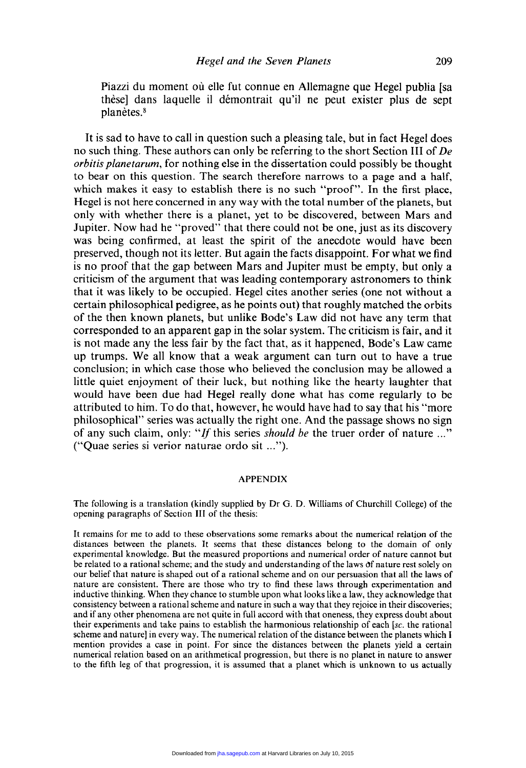Piazzi du moment où elle fut connue en Allemagne que Hegel publia [sa thèse] dans laquelle il démontrait qu'il ne peut exister plus de sept planètes.[8]

It is sad to have to call in question such a pleasing tale, but in fact Hegel does no such thing. These authors can only be referring to the short Section III of *De orbitis planetarum*, for nothing else in the dissertation could possibly be thought to bear on this question. The search therefore narrows to a page and a half, which makes it easy to establish there is no such "proof". In the first place, Hegel is not here concerned in any way with the total number of the planets, but only with whether there is a planet, yet to be discovered, between Mars and Jupiter. Now had he "proved" that there could not be one, just as its discovery was being confirmed, at least the spirit of the anecdote would have been preserved, though not its letter. But again the facts disappoint. For what we find is no proof that the gap between Mars and Jupiter must be empty, but only a criticism of the argument that was leading contemporary astronomers to think that it was likely to be occupied. Hegel cites another series (one not without a certain philosophical pedigree, as he points out) that roughly matched the orbits of the then known planets, but unlike Bode's Law did not have any term that corresponded to an apparent gap in the solar system. The criticism is fair, and it is not made any the less fair by the fact that, as it happened, Bode's Law came up trumps. We all know that a weak argument can turn out to have a true conclusion; in which case those who believed the conclusion may be allowed a little quiet enjoyment of their luck, but nothing like the hearty laughter that would have been due had Hegel really done what has come regularly to be attributed to him. To do that, however, he would have had to say that his "more philosophical" series was actually the right one. And the passage shows no sign of any such claim, only: "*If* this series *should be* the truer order of nature ..." ("Quae series si verior naturae ordo sit ...").

## APPENDIX

The following is a translation (kindly supplied by Dr G. D. Williams of Churchill College) of the opening paragraphs of Section III of the thesis:

It remains for me to add to these observations some remarks about the numerical relation of the distances between the planets. It seems that these distances belong to the domain of only experimental knowledge. But the measured proportions and numerical order of nature cannot but be related to a rational scheme; and the study and understanding of the laws of nature rest solely on our belief that nature is shaped out of a rational scheme and on our persuasion that all the laws of nature are consistent. There are those who try to find these laws through experimentation and inductive thinking. When they chance to stumble upon what looks like a law, they acknowledge that consistency between a rational scheme and nature in such a way that they rejoice in their discoveries; and if any other phenomena are not quite in full accord with that oneness, they express doubt about their experiments and take pains to establish the harmonious relationship of each [*sc.* the rational scheme and nature] in every way. The numerical relation of the distance between the planets which I mention provides a case in point. For since the distances between the planets yield a certain numerical relation based on an arithmetical progression, but there is no planet in nature to answer to the fifth leg of that progression, it is assumed that a planet which is unknown to us actually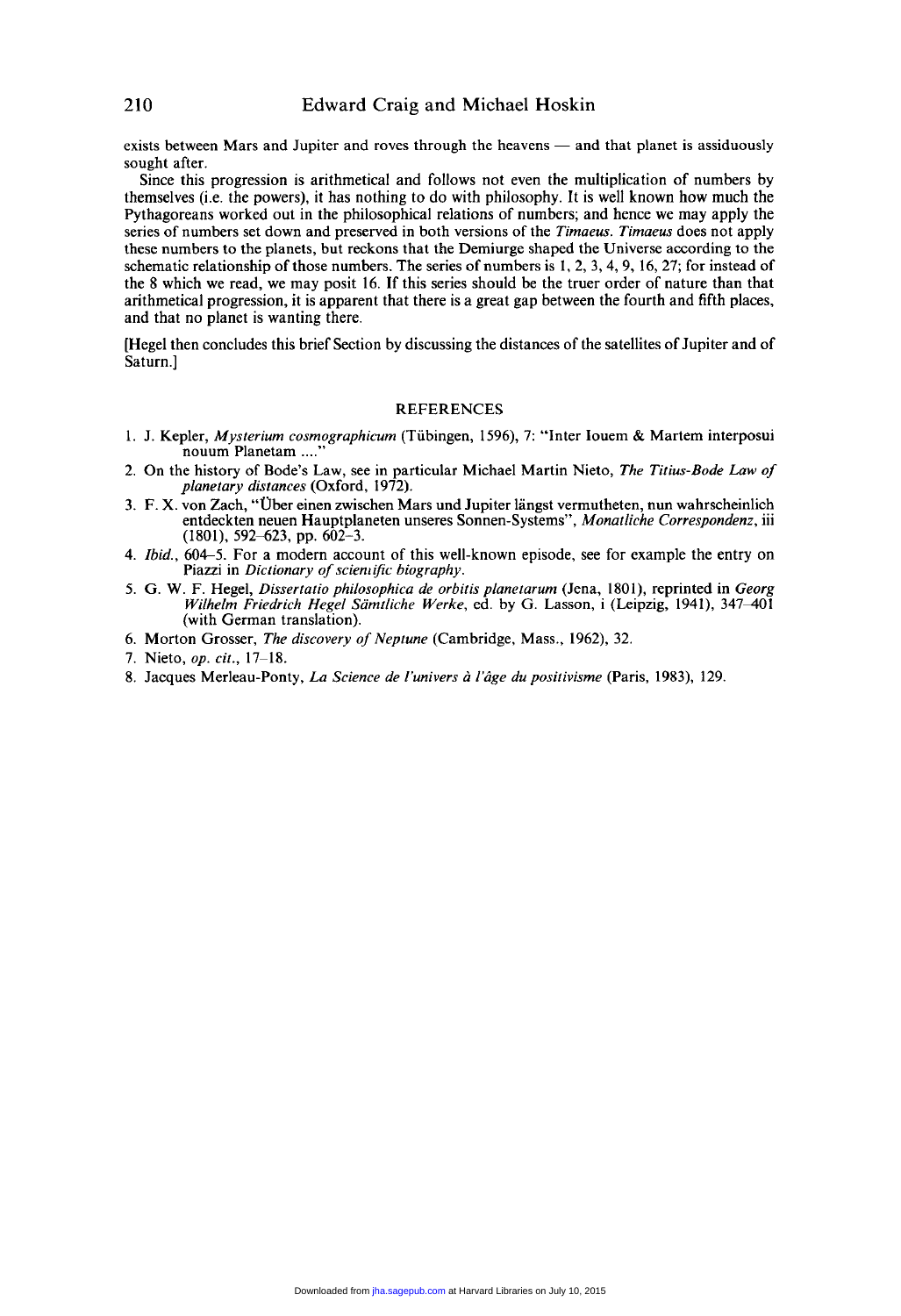exists between Mars and Jupiter and roves through the heavens — and that planet is assiduously sought after.

Since this progression is arithmetical and follows not even the multiplication of numbers by themselves (i.e. the powers), it has nothing to do with philosophy. It is well known how much the Pythagoreans worked out in the philosophical relations of numbers; and hence we may apply the series of numbers set down and preserved in both versions of the *Timaeus*. *Timaeus* does not apply these numbers to the planets, but reckons that the Demiurge shaped the Universe according to the schematic relationship of those numbers. The series of numbers is 1, 2, 3, 4, 9, 16, 27; for instead of the 8 which we read, we may posit 16. If this series should be the truer order of nature than that arithmetical progression, it is apparent that there is a great gap between the fourth and fifth places, and that no planet is wanting there.

[Hegel then concludes this brief Section by discussing the distances of the satellites of Jupiter and of Saturn.]

## REFERENCES

1. J. Kepler, *Mysterium cosmographicum* (Tübingen, 1596), 7: "Inter Iouem & Martem interposui nouum Planetam ...."
2. On the history of Bode's Law, see in particular Michael Martin Nieto, *The Titius-Bode Law of planetary distances* (Oxford, 1972).
3. F. X. von Zach, "Über einen zwischen Mars und Jupiter längst vermutheten, nun wahrscheinlich entdeckten neuen Hauptplaneten unseres Sonnen-Systems", *Monatliche Correspondenz*, iii (1801), 592–623, pp. 602–3.
4. *Ibid.*, 604–5. For a modern account of this well-known episode, see for example the entry on Piazzi in *Dictionary of scientific biography*.
5. G. W. F. Hegel, *Dissertatio philosophica de orbitis planetarum* (Jena, 1801), reprinted in *Georg Wilhelm Friedrich Hegel Sämtliche Werke*, ed. by G. Lasson, i (Leipzig, 1941), 347–401 (with German translation).
6. Morton Grosser, *The discovery of Neptune* (Cambridge, Mass., 1962), 32.
7. Nieto, *op. cit.*, 17–18.
8. Jacques Merleau-Ponty, *La Science de l'univers à l'âge du positivisme* (Paris, 1983), 129.